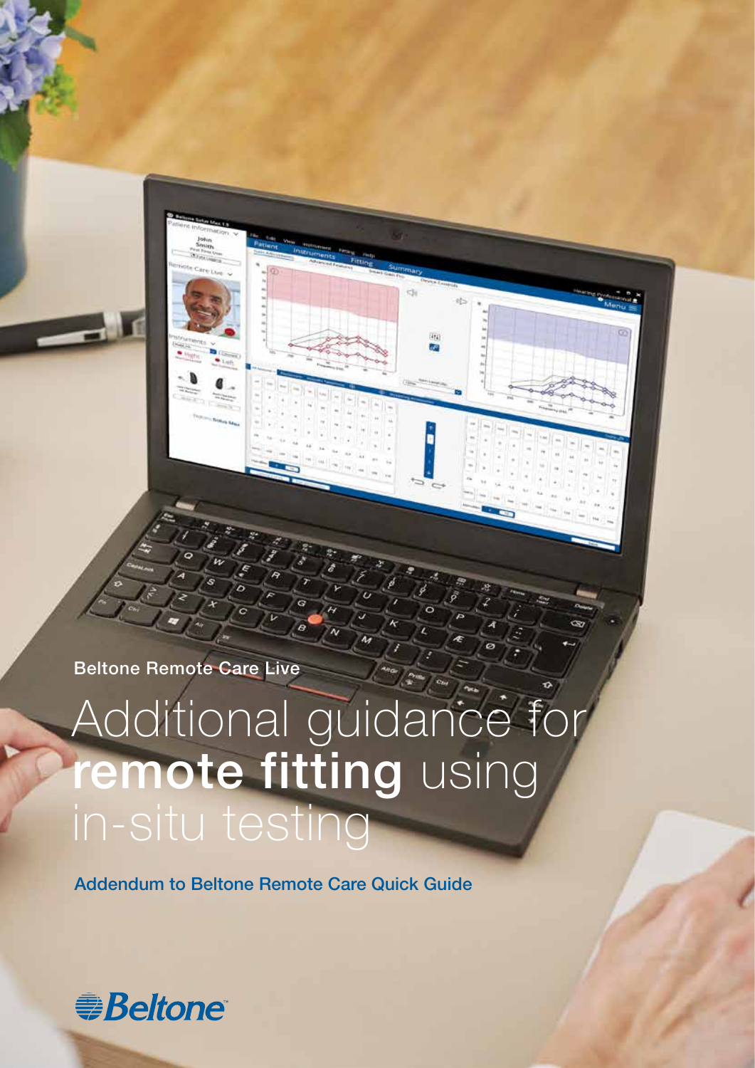Beltone Remote Care Live

# Additional guidance for **remote fitting** using in-situ testing

Addendum to Beltone Remote Care Quick Guide

Beltone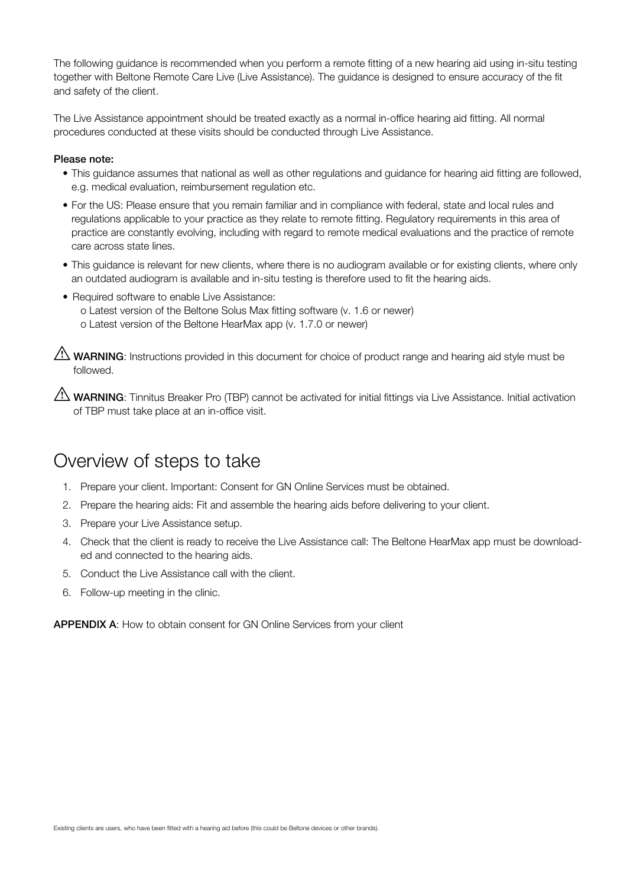The following guidance is recommended when you perform a remote fitting of a new hearing aid using in-situ testing together with Beltone Remote Care Live (Live Assistance). The guidance is designed to ensure accuracy of the fit and safety of the client.

The Live Assistance appointment should be treated exactly as a normal in-office hearing aid fitting. All normal procedures conducted at these visits should be conducted through Live Assistance.

**Please note:**

- This guidance assumes that national as well as other regulations and guidance for hearing aid fitting are followed, e.g. medical evaluation, reimbursement regulation etc.
- For the US: Please ensure that you remain familiar and in compliance with federal, state and local rules and regulations applicable to your practice as they relate to remote fitting. Regulatory requirements in this area of practice are constantly evolving, including with regard to remote medical evaluations and the practice of remote care across state lines.
- This guidance is relevant for new clients, where there is no audiogram available or for existing clients, where only an outdated audiogram is available and in-situ testing is therefore used to fit the hearing aids.
- Required software to enable Live Assistance:
  - o Latest version of the Beltone Solus Max fitting software (v. 1.6 or newer)
  - o Latest version of the Beltone HearMax app (v. 1.7.0 or newer)

⚠ **WARNING**: Instructions provided in this document for choice of product range and hearing aid style must be followed.

⚠ **WARNING**: Tinnitus Breaker Pro (TBP) cannot be activated for initial fittings via Live Assistance. Initial activation of TBP must take place at an in-office visit.

## Overview of steps to take

1. Prepare your client. Important: Consent for GN Online Services must be obtained.
2. Prepare the hearing aids: Fit and assemble the hearing aids before delivering to your client.
3. Prepare your Live Assistance setup.
4. Check that the client is ready to receive the Live Assistance call: The Beltone HearMax app must be downloaded and connected to the hearing aids.
5. Conduct the Live Assistance call with the client.
6. Follow-up meeting in the clinic.

**APPENDIX A**: How to obtain consent for GN Online Services from your client

Existing clients are users, who have been fitted with a hearing aid before (this could be Beltone devices or other brands).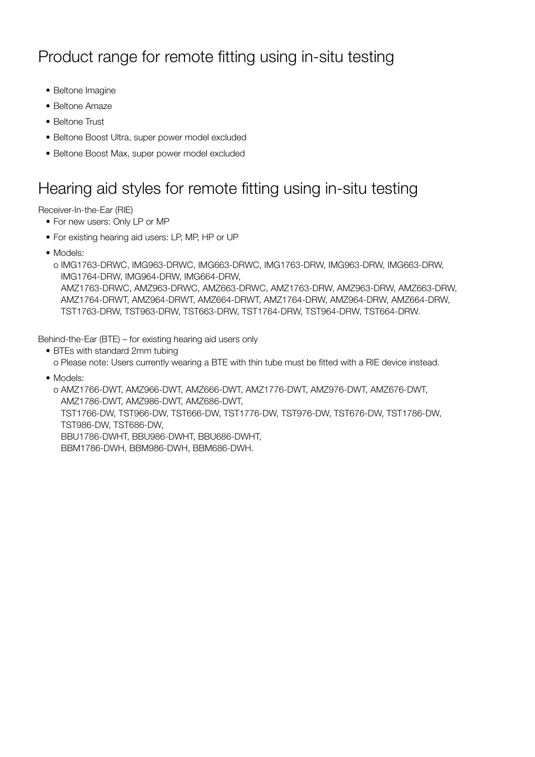## Product range for remote fitting using in-situ testing

- Beltone Imagine
- Beltone Amaze
- Beltone Trust
- Beltone Boost Ultra, super power model excluded
- Beltone Boost Max, super power model excluded

## Hearing aid styles for remote fitting using in-situ testing

Receiver-In-the-Ear (RIE)

- For new users: Only LP or MP
- For existing hearing aid users: LP, MP, HP or UP
- Models:
    - o IMG1763-DRWC, IMG963-DRWC, IMG663-DRWC, IMG1763-DRW, IMG963-DRW, IMG663-DRW, IMG1764-DRW, IMG964-DRW, IMG664-DRW, AMZ1763-DRWC, AMZ963-DRWC, AMZ663-DRWC, AMZ1763-DRW, AMZ963-DRW, AMZ663-DRW, AMZ1764-DRWT, AMZ964-DRWT, AMZ664-DRWT, AMZ1764-DRW, AMZ964-DRW, AMZ664-DRW, TST1763-DRW, TST963-DRW, TST663-DRW, TST1764-DRW, TST964-DRW, TST664-DRW.

Behind-the-Ear (BTE) – for existing hearing aid users only

- BTEs with standard 2mm tubing
    - o Please note: Users currently wearing a BTE with thin tube must be fitted with a RIE device instead.
- Models:
    - o AMZ1766-DWT, AMZ966-DWT, AMZ666-DWT, AMZ1776-DWT, AMZ976-DWT, AMZ676-DWT, AMZ1786-DWT, AMZ986-DWT, AMZ686-DWT, TST1766-DW, TST966-DW, TST666-DW, TST1776-DW, TST976-DW, TST676-DW, TST1786-DW, TST986-DW, TST686-DW, BBU1786-DWHT, BBU986-DWHT, BBU686-DWHT, BBM1786-DWH, BBM986-DWH, BBM686-DWH.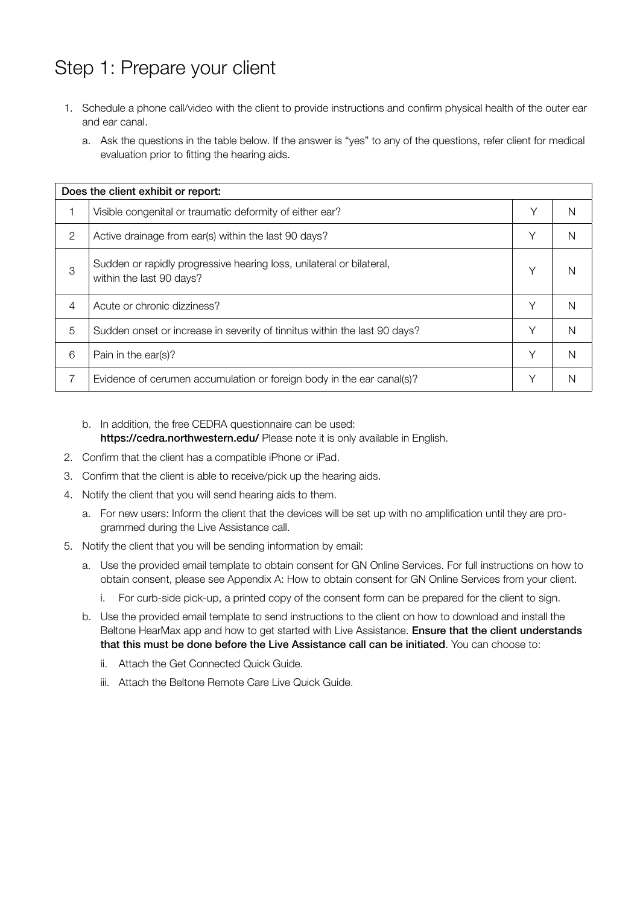# Step 1: Prepare your client

1. Schedule a phone call/video with the client to provide instructions and confirm physical health of the outer ear and ear canal.
   a. Ask the questions in the table below. If the answer is "yes" to any of the questions, refer client for medical evaluation prior to fitting the hearing aids.

| Does the client exhibit or report: | | | |
|---|---|---|---|
| 1 | Visible congenital or traumatic deformity of either ear? | Y | N |
| 2 | Active drainage from ear(s) within the last 90 days? | Y | N |
| 3 | Sudden or rapidly progressive hearing loss, unilateral or bilateral, within the last 90 days? | Y | N |
| 4 | Acute or chronic dizziness? | Y | N |
| 5 | Sudden onset or increase in severity of tinnitus within the last 90 days? | Y | N |
| 6 | Pain in the ear(s)? | Y | N |
| 7 | Evidence of cerumen accumulation or foreign body in the ear canal(s)? | Y | N |

   b. In addition, the free CEDRA questionnaire can be used: **https://cedra.northwestern.edu/** Please note it is only available in English.
2. Confirm that the client has a compatible iPhone or iPad.
3. Confirm that the client is able to receive/pick up the hearing aids.
4. Notify the client that you will send hearing aids to them.
   a. For new users: Inform the client that the devices will be set up with no amplification until they are programmed during the Live Assistance call.
5. Notify the client that you will be sending information by email:
   a. Use the provided email template to obtain consent for GN Online Services. For full instructions on how to obtain consent, please see Appendix A: How to obtain consent for GN Online Services from your client.
      i. For curb-side pick-up, a printed copy of the consent form can be prepared for the client to sign.
   b. Use the provided email template to send instructions to the client on how to download and install the Beltone HearMax app and how to get started with Live Assistance. **Ensure that the client understands that this must be done before the Live Assistance call can be initiated**. You can choose to:
      ii. Attach the Get Connected Quick Guide.
      iii. Attach the Beltone Remote Care Live Quick Guide.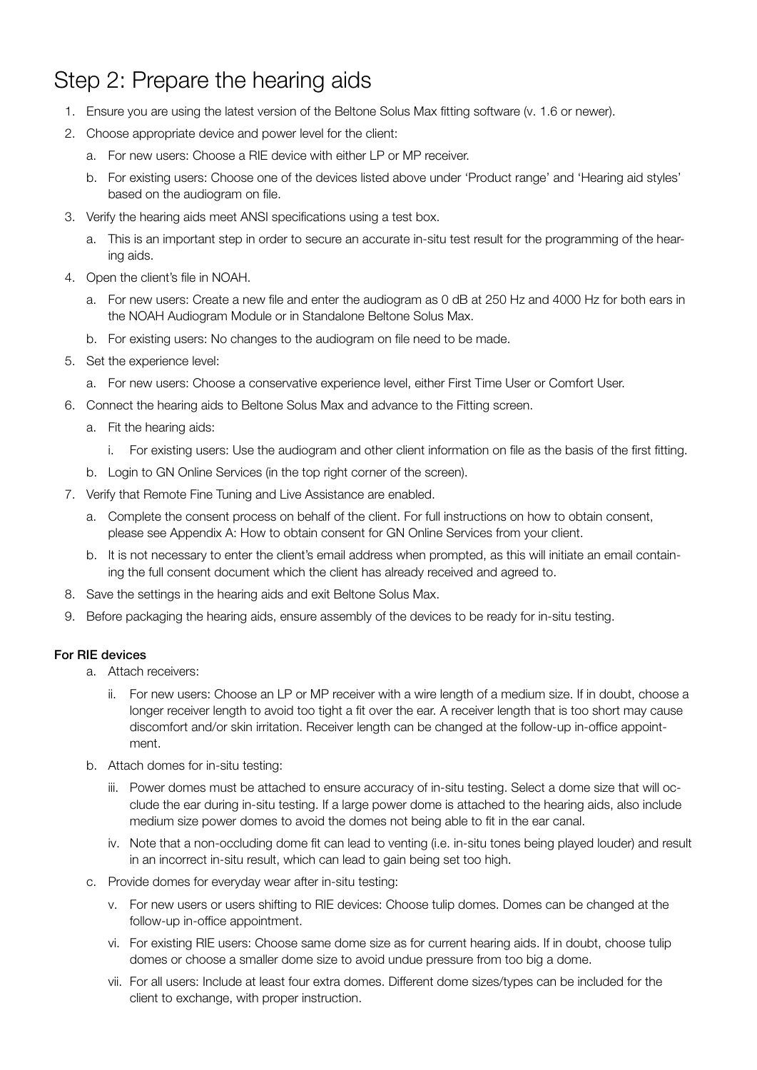# Step 2: Prepare the hearing aids

1. Ensure you are using the latest version of the Beltone Solus Max fitting software (v. 1.6 or newer).
2. Choose appropriate device and power level for the client:
   a. For new users: Choose a RIE device with either LP or MP receiver.
   b. For existing users: Choose one of the devices listed above under 'Product range' and 'Hearing aid styles' based on the audiogram on file.
3. Verify the hearing aids meet ANSI specifications using a test box.
   a. This is an important step in order to secure an accurate in-situ test result for the programming of the hearing aids.
4. Open the client's file in NOAH.
   a. For new users: Create a new file and enter the audiogram as 0 dB at 250 Hz and 4000 Hz for both ears in the NOAH Audiogram Module or in Standalone Beltone Solus Max.
   b. For existing users: No changes to the audiogram on file need to be made.
5. Set the experience level:
   a. For new users: Choose a conservative experience level, either First Time User or Comfort User.
6. Connect the hearing aids to Beltone Solus Max and advance to the Fitting screen.
   a. Fit the hearing aids:
      i. For existing users: Use the audiogram and other client information on file as the basis of the first fitting.
   b. Login to GN Online Services (in the top right corner of the screen).
7. Verify that Remote Fine Tuning and Live Assistance are enabled.
   a. Complete the consent process on behalf of the client. For full instructions on how to obtain consent, please see Appendix A: How to obtain consent for GN Online Services from your client.
   b. It is not necessary to enter the client's email address when prompted, as this will initiate an email containing the full consent document which the client has already received and agreed to.
8. Save the settings in the hearing aids and exit Beltone Solus Max.
9. Before packaging the hearing aids, ensure assembly of the devices to be ready for in-situ testing.

**For RIE devices**

a. Attach receivers:
   ii. For new users: Choose an LP or MP receiver with a wire length of a medium size. If in doubt, choose a longer receiver length to avoid too tight a fit over the ear. A receiver length that is too short may cause discomfort and/or skin irritation. Receiver length can be changed at the follow-up in-office appointment.

b. Attach domes for in-situ testing:
   iii. Power domes must be attached to ensure accuracy of in-situ testing. Select a dome size that will occlude the ear during in-situ testing. If a large power dome is attached to the hearing aids, also include medium size power domes to avoid the domes not being able to fit in the ear canal.
   iv. Note that a non-occluding dome fit can lead to venting (i.e. in-situ tones being played louder) and result in an incorrect in-situ result, which can lead to gain being set too high.

c. Provide domes for everyday wear after in-situ testing:
   v. For new users or users shifting to RIE devices: Choose tulip domes. Domes can be changed at the follow-up in-office appointment.
   vi. For existing RIE users: Choose same dome size as for current hearing aids. If in doubt, choose tulip domes or choose a smaller dome size to avoid undue pressure from too big a dome.
   vii. For all users: Include at least four extra domes. Different dome sizes/types can be included for the client to exchange, with proper instruction.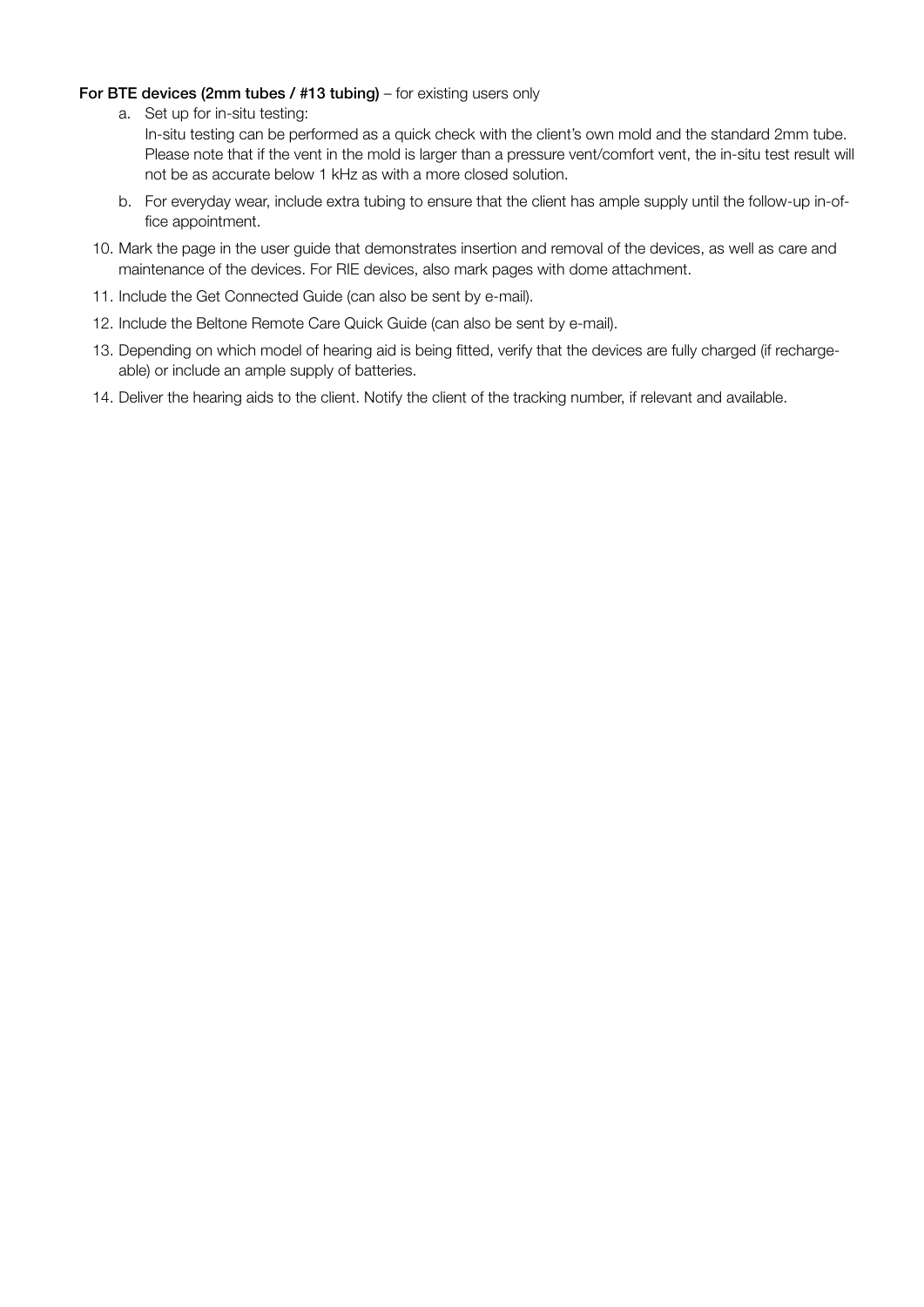**For BTE devices (2mm tubes / #13 tubing)** – for existing users only

a. Set up for in-situ testing:
   In-situ testing can be performed as a quick check with the client's own mold and the standard 2mm tube. Please note that if the vent in the mold is larger than a pressure vent/comfort vent, the in-situ test result will not be as accurate below 1 kHz as with a more closed solution.

b. For everyday wear, include extra tubing to ensure that the client has ample supply until the follow-up in-office appointment.

10. Mark the page in the user guide that demonstrates insertion and removal of the devices, as well as care and maintenance of the devices. For RIE devices, also mark pages with dome attachment.
11. Include the Get Connected Guide (can also be sent by e-mail).
12. Include the Beltone Remote Care Quick Guide (can also be sent by e-mail).
13. Depending on which model of hearing aid is being fitted, verify that the devices are fully charged (if rechargeable) or include an ample supply of batteries.
14. Deliver the hearing aids to the client. Notify the client of the tracking number, if relevant and available.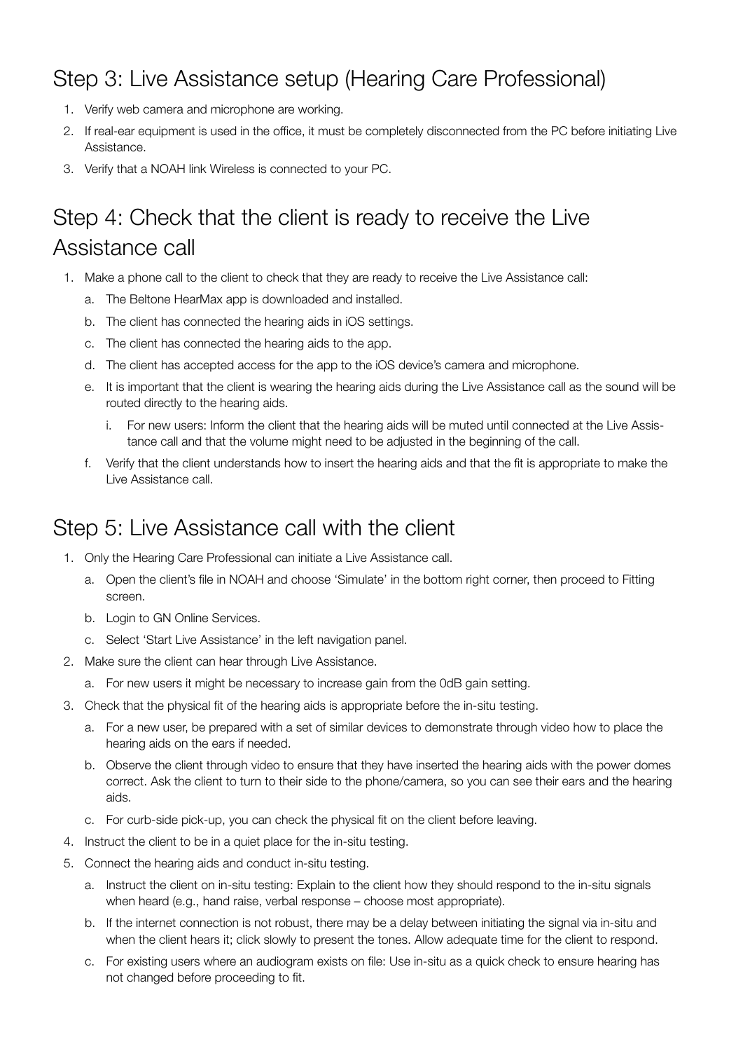## Step 3: Live Assistance setup (Hearing Care Professional)

1. Verify web camera and microphone are working.
2. If real-ear equipment is used in the office, it must be completely disconnected from the PC before initiating Live Assistance.
3. Verify that a NOAH link Wireless is connected to your PC.

## Step 4: Check that the client is ready to receive the Live Assistance call

1. Make a phone call to the client to check that they are ready to receive the Live Assistance call:
   a. The Beltone HearMax app is downloaded and installed.
   b. The client has connected the hearing aids in iOS settings.
   c. The client has connected the hearing aids to the app.
   d. The client has accepted access for the app to the iOS device's camera and microphone.
   e. It is important that the client is wearing the hearing aids during the Live Assistance call as the sound will be routed directly to the hearing aids.
      i. For new users: Inform the client that the hearing aids will be muted until connected at the Live Assistance call and that the volume might need to be adjusted in the beginning of the call.
   f. Verify that the client understands how to insert the hearing aids and that the fit is appropriate to make the Live Assistance call.

## Step 5: Live Assistance call with the client

1. Only the Hearing Care Professional can initiate a Live Assistance call.
   a. Open the client's file in NOAH and choose 'Simulate' in the bottom right corner, then proceed to Fitting screen.
   b. Login to GN Online Services.
   c. Select 'Start Live Assistance' in the left navigation panel.
2. Make sure the client can hear through Live Assistance.
   a. For new users it might be necessary to increase gain from the 0dB gain setting.
3. Check that the physical fit of the hearing aids is appropriate before the in-situ testing.
   a. For a new user, be prepared with a set of similar devices to demonstrate through video how to place the hearing aids on the ears if needed.
   b. Observe the client through video to ensure that they have inserted the hearing aids with the power domes correct. Ask the client to turn to their side to the phone/camera, so you can see their ears and the hearing aids.
   c. For curb-side pick-up, you can check the physical fit on the client before leaving.
4. Instruct the client to be in a quiet place for the in-situ testing.
5. Connect the hearing aids and conduct in-situ testing.
   a. Instruct the client on in-situ testing: Explain to the client how they should respond to the in-situ signals when heard (e.g., hand raise, verbal response – choose most appropriate).
   b. If the internet connection is not robust, there may be a delay between initiating the signal via in-situ and when the client hears it; click slowly to present the tones. Allow adequate time for the client to respond.
   c. For existing users where an audiogram exists on file: Use in-situ as a quick check to ensure hearing has not changed before proceeding to fit.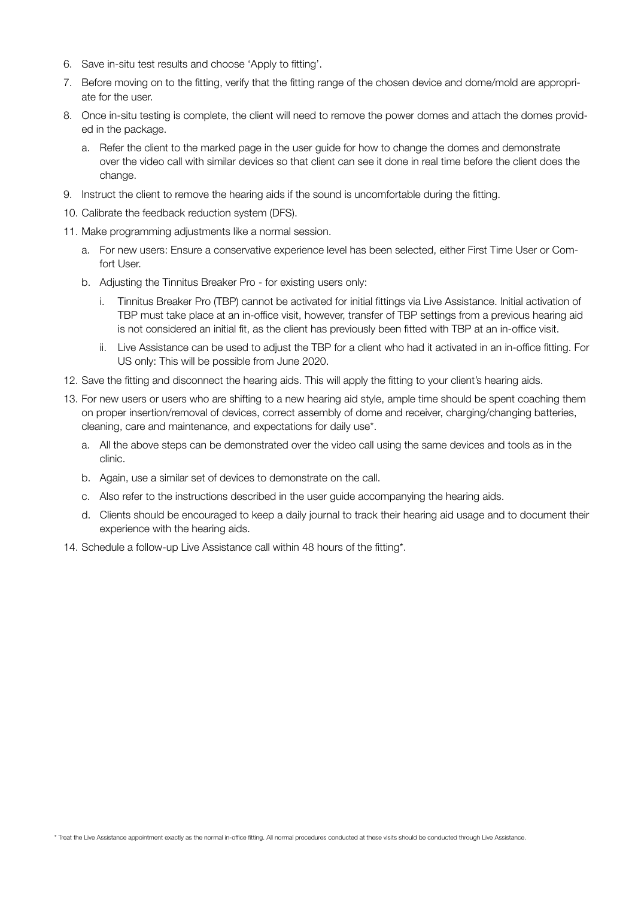6. Save in-situ test results and choose 'Apply to fitting'.
7. Before moving on to the fitting, verify that the fitting range of the chosen device and dome/mold are appropriate for the user.
8. Once in-situ testing is complete, the client will need to remove the power domes and attach the domes provided in the package.
   a. Refer the client to the marked page in the user guide for how to change the domes and demonstrate over the video call with similar devices so that client can see it done in real time before the client does the change.
9. Instruct the client to remove the hearing aids if the sound is uncomfortable during the fitting.
10. Calibrate the feedback reduction system (DFS).
11. Make programming adjustments like a normal session.
    a. For new users: Ensure a conservative experience level has been selected, either First Time User or Comfort User.
    b. Adjusting the Tinnitus Breaker Pro - for existing users only:
       i. Tinnitus Breaker Pro (TBP) cannot be activated for initial fittings via Live Assistance. Initial activation of TBP must take place at an in-office visit, however, transfer of TBP settings from a previous hearing aid is not considered an initial fit, as the client has previously been fitted with TBP at an in-office visit.
       ii. Live Assistance can be used to adjust the TBP for a client who had it activated in an in-office fitting. For US only: This will be possible from June 2020.
12. Save the fitting and disconnect the hearing aids. This will apply the fitting to your client's hearing aids.
13. For new users or users who are shifting to a new hearing aid style, ample time should be spent coaching them on proper insertion/removal of devices, correct assembly of dome and receiver, charging/changing batteries, cleaning, care and maintenance, and expectations for daily use*.
    a. All the above steps can be demonstrated over the video call using the same devices and tools as in the clinic.
    b. Again, use a similar set of devices to demonstrate on the call.
    c. Also refer to the instructions described in the user guide accompanying the hearing aids.
    d. Clients should be encouraged to keep a daily journal to track their hearing aid usage and to document their experience with the hearing aids.
14. Schedule a follow-up Live Assistance call within 48 hours of the fitting*.

\* Treat the Live Assistance appointment exactly as the normal in-office fitting. All normal procedures conducted at these visits should be conducted through Live Assistance.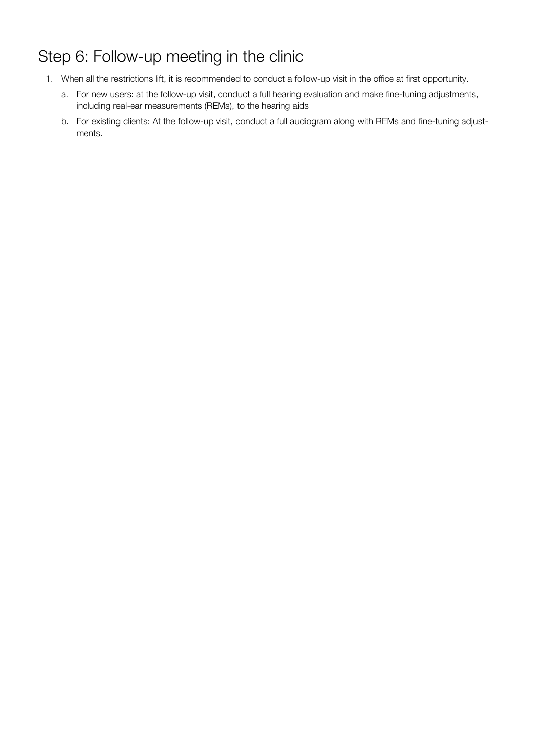## Step 6: Follow-up meeting in the clinic

1. When all the restrictions lift, it is recommended to conduct a follow-up visit in the office at first opportunity.
   a. For new users: at the follow-up visit, conduct a full hearing evaluation and make fine-tuning adjustments, including real-ear measurements (REMs), to the hearing aids
   b. For existing clients: At the follow-up visit, conduct a full audiogram along with REMs and fine-tuning adjustments.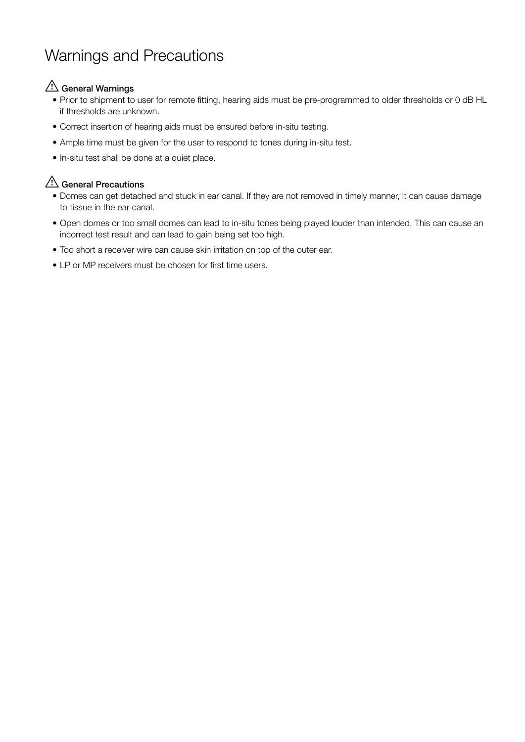# Warnings and Precautions

### ⚠ General Warnings

- Prior to shipment to user for remote fitting, hearing aids must be pre-programmed to older thresholds or 0 dB HL if thresholds are unknown.
- Correct insertion of hearing aids must be ensured before in-situ testing.
- Ample time must be given for the user to respond to tones during in-situ test.
- In-situ test shall be done at a quiet place.

### ⚠ General Precautions

- Domes can get detached and stuck in ear canal. If they are not removed in timely manner, it can cause damage to tissue in the ear canal.
- Open domes or too small domes can lead to in-situ tones being played louder than intended. This can cause an incorrect test result and can lead to gain being set too high.
- Too short a receiver wire can cause skin irritation on top of the outer ear.
- LP or MP receivers must be chosen for first time users.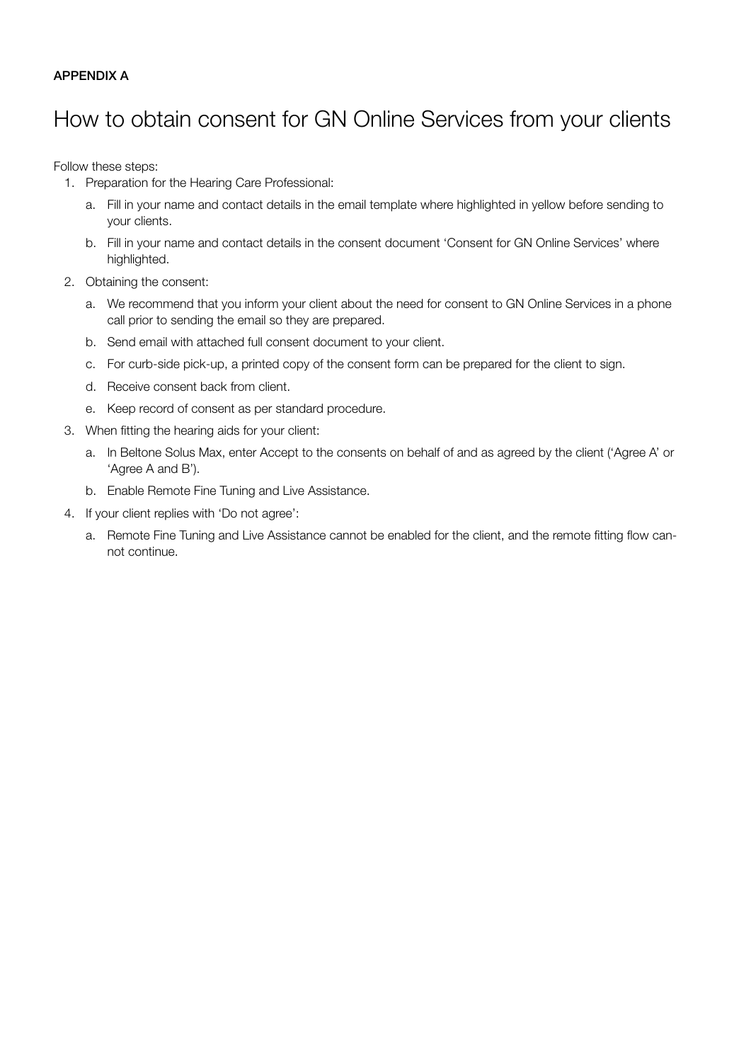**APPENDIX A**

# How to obtain consent for GN Online Services from your clients

Follow these steps:

1. Preparation for the Hearing Care Professional:
   a. Fill in your name and contact details in the email template where highlighted in yellow before sending to your clients.
   b. Fill in your name and contact details in the consent document 'Consent for GN Online Services' where highlighted.
2. Obtaining the consent:
   a. We recommend that you inform your client about the need for consent to GN Online Services in a phone call prior to sending the email so they are prepared.
   b. Send email with attached full consent document to your client.
   c. For curb-side pick-up, a printed copy of the consent form can be prepared for the client to sign.
   d. Receive consent back from client.
   e. Keep record of consent as per standard procedure.
3. When fitting the hearing aids for your client:
   a. In Beltone Solus Max, enter Accept to the consents on behalf of and as agreed by the client ('Agree A' or 'Agree A and B').
   b. Enable Remote Fine Tuning and Live Assistance.
4. If your client replies with 'Do not agree':
   a. Remote Fine Tuning and Live Assistance cannot be enabled for the client, and the remote fitting flow cannot continue.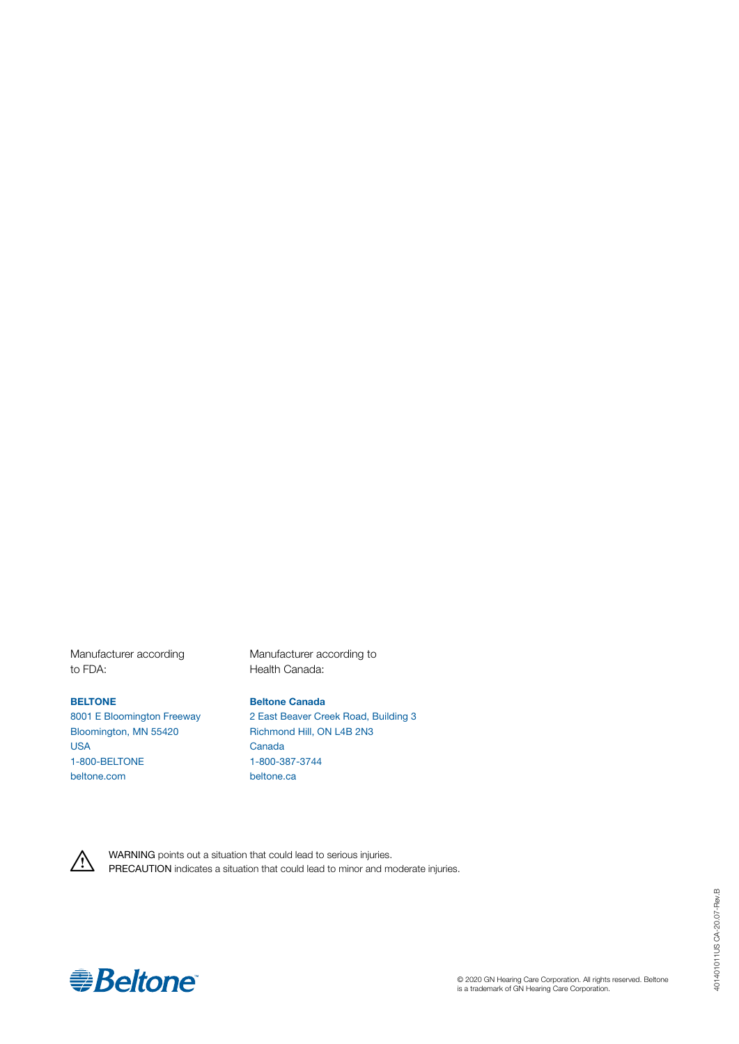Manufacturer according to FDA:

**BELTONE**
8001 E Bloomington Freeway
Bloomington, MN 55420
USA
1-800-BELTONE
beltone.com

Manufacturer according to Health Canada:

**Beltone Canada**
2 East Beaver Creek Road, Building 3
Richmond Hill, ON L4B 2N3
Canada
1-800-387-3744
beltone.ca

⚠ WARNING points out a situation that could lead to serious injuries.
PRECAUTION indicates a situation that could lead to minor and moderate injuries.

Beltone

© 2020 GN Hearing Care Corporation. All rights reserved. Beltone is a trademark of GN Hearing Care Corporation.

401401011US CA-20.07-Rev.B